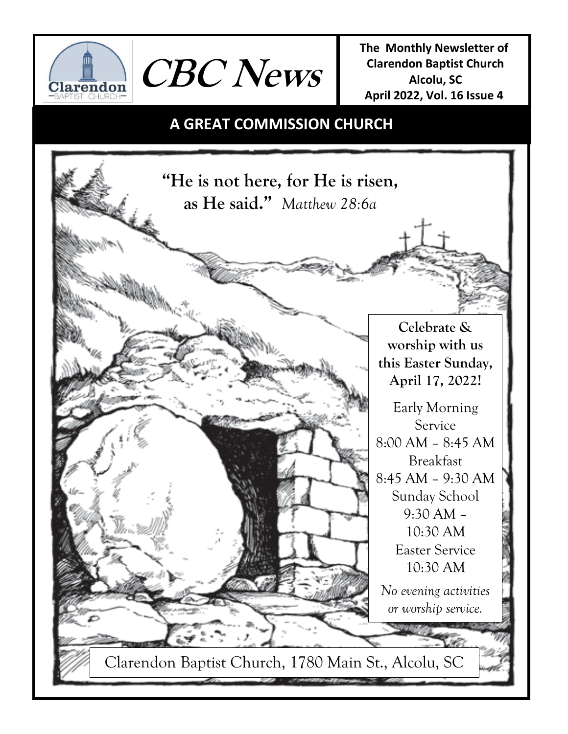# CBC News

**The Monthly Newsletter of Clarendon Baptist Church**
**Alcolu, SC**
**April 2022, Vol. 16 Issue 4**

## A GREAT COMMISSION CHURCH

**"He is not here, for He is risen, as He said."** *Matthew 28:6a*

**Celebrate & worship with us this Easter Sunday, April 17, 2022!**

Early Morning Service
8:00 AM – 8:45 AM

Breakfast
8:45 AM – 9:30 AM

Sunday School
9:30 AM – 10:30 AM

Easter Service
10:30 AM

*No evening activities or worship service.*

Clarendon Baptist Church, 1780 Main St., Alcolu, SC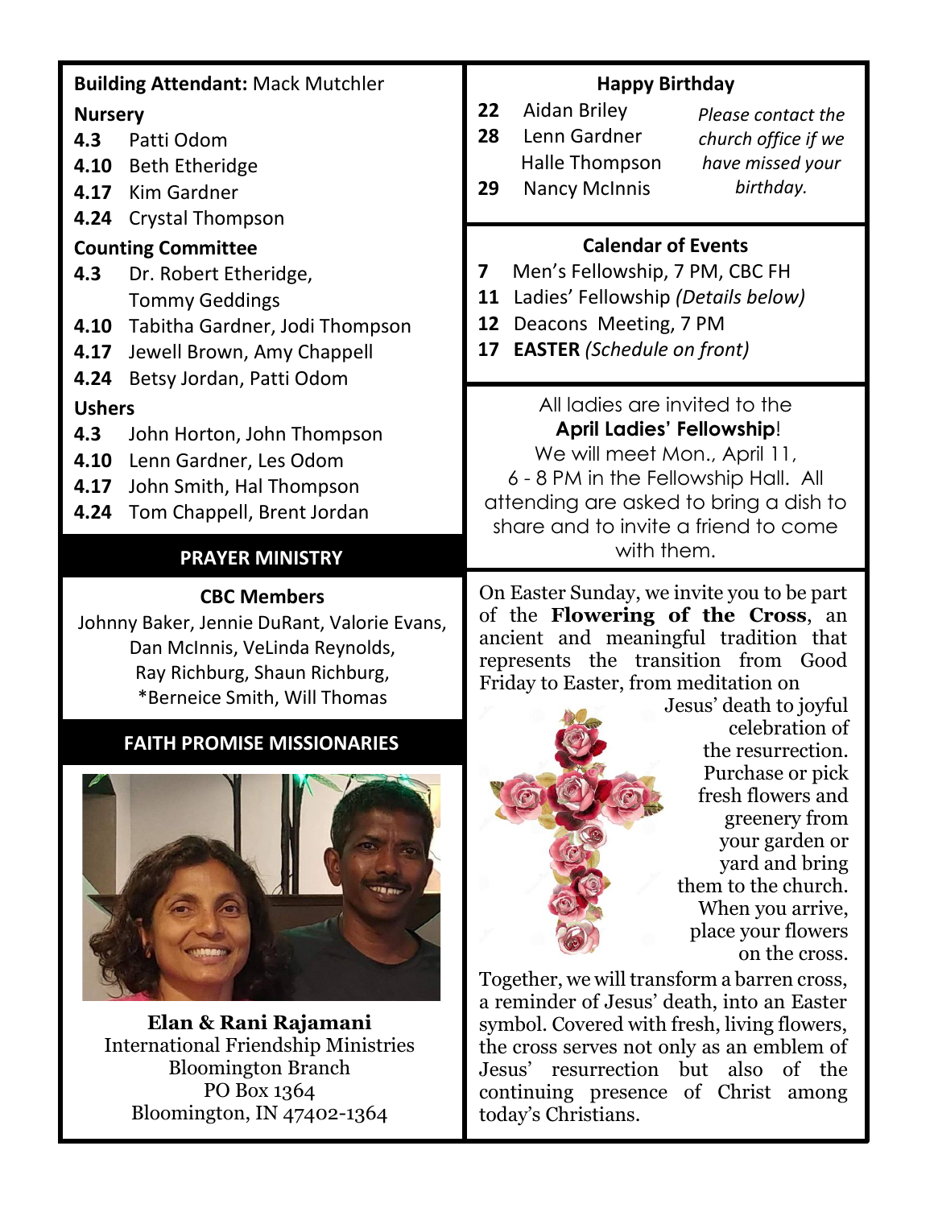**Building Attendant:** Mack Mutchler

**Nursery**

- **4.3** Patti Odom
- **4.10** Beth Etheridge
- **4.17** Kim Gardner
- **4.24** Crystal Thompson

**Counting Committee**

- **4.3** Dr. Robert Etheridge, Tommy Geddings
- **4.10** Tabitha Gardner, Jodi Thompson
- **4.17** Jewell Brown, Amy Chappell
- **4.24** Betsy Jordan, Patti Odom

**Ushers**

- **4.3** John Horton, John Thompson
- **4.10** Lenn Gardner, Les Odom
- **4.17** John Smith, Hal Thompson
- **4.24** Tom Chappell, Brent Jordan

## PRAYER MINISTRY

**CBC Members**

Johnny Baker, Jennie DuRant, Valorie Evans, Dan McInnis, VeLinda Reynolds, Ray Richburg, Shaun Richburg, *Berneice Smith, Will Thomas

## FAITH PROMISE MISSIONARIES

**Elan & Rani Rajamani**
International Friendship Ministries
Bloomington Branch
PO Box 1364
Bloomington, IN 47402-1364

## Happy Birthday

- **22** Aidan Briley
- **28** Lenn Gardner
- Halle Thompson
- **29** Nancy McInnis

*Please contact the church office if we have missed your birthday.*

## Calendar of Events

- **7** Men's Fellowship, 7 PM, CBC FH
- **11** Ladies' Fellowship *(Details below)*
- **12** Deacons Meeting, 7 PM
- **17** **EASTER** *(Schedule on front)*

All ladies are invited to the **April Ladies' Fellowship**! We will meet Mon., April 11, 6 - 8 PM in the Fellowship Hall. All attending are asked to bring a dish to share and to invite a friend to come with them.

On Easter Sunday, we invite you to be part of the **Flowering of the Cross**, an ancient and meaningful tradition that represents the transition from Good Friday to Easter, from meditation on Jesus' death to joyful celebration of the resurrection. Purchase or pick fresh flowers and greenery from your garden or yard and bring them to the church. When you arrive, place your flowers on the cross.

Together, we will transform a barren cross, a reminder of Jesus' death, into an Easter symbol. Covered with fresh, living flowers, the cross serves not only as an emblem of Jesus' resurrection but also of the continuing presence of Christ among today's Christians.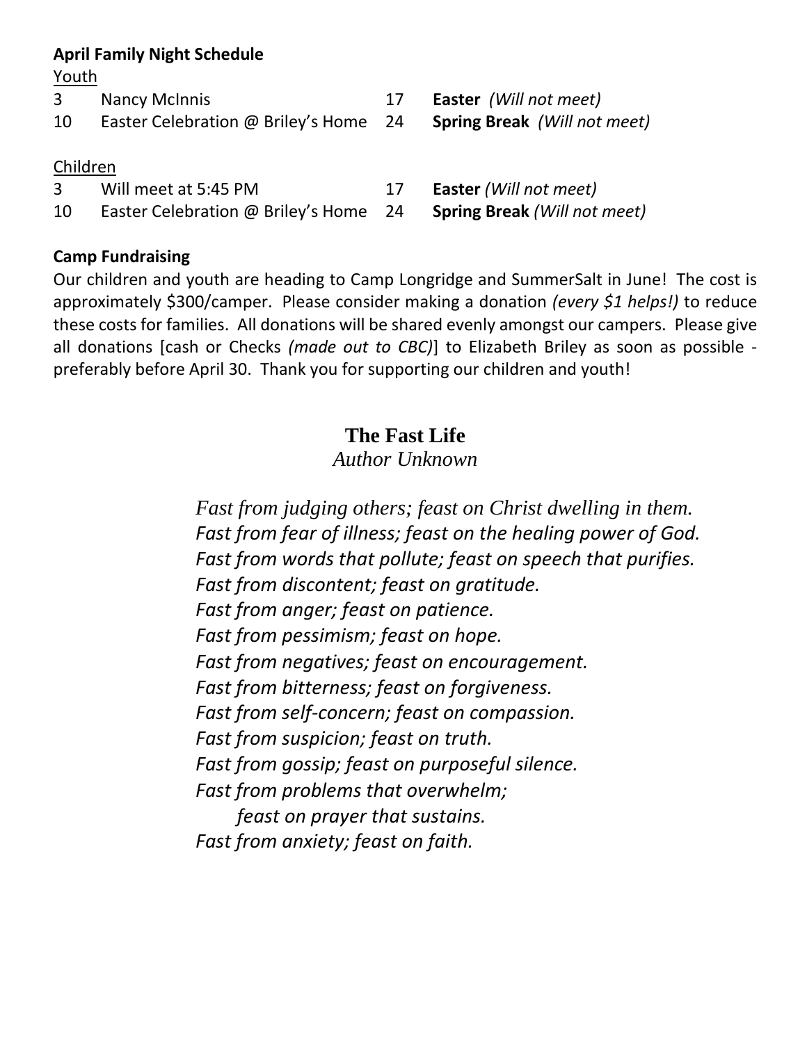**April Family Night Schedule**

Youth

| | | | |
|---|---|---|---|
| 3 | Nancy McInnis | 17 | **Easter** *(Will not meet)* |
| 10 | Easter Celebration @ Briley's Home | 24 | **Spring Break** *(Will not meet)* |

Children

| | | | |
|---|---|---|---|
| 3 | Will meet at 5:45 PM | 17 | **Easter** *(Will not meet)* |
| 10 | Easter Celebration @ Briley's Home | 24 | **Spring Break** *(Will not meet)* |

**Camp Fundraising**

Our children and youth are heading to Camp Longridge and SummerSalt in June! The cost is approximately $300/camper. Please consider making a donation *(every $1 helps!)* to reduce these costs for families. All donations will be shared evenly amongst our campers. Please give all donations [cash or Checks *(made out to CBC)*] to Elizabeth Briley as soon as possible - preferably before April 30. Thank you for supporting our children and youth!

## The Fast Life

*Author Unknown*

*Fast from judging others; feast on Christ dwelling in them.*
*Fast from fear of illness; feast on the healing power of God.*
*Fast from words that pollute; feast on speech that purifies.*
*Fast from discontent; feast on gratitude.*
*Fast from anger; feast on patience.*
*Fast from pessimism; feast on hope.*
*Fast from negatives; feast on encouragement.*
*Fast from bitterness; feast on forgiveness.*
*Fast from self-concern; feast on compassion.*
*Fast from suspicion; feast on truth.*
*Fast from gossip; feast on purposeful silence.*
*Fast from problems that overwhelm;*
*feast on prayer that sustains.*
*Fast from anxiety; feast on faith.*